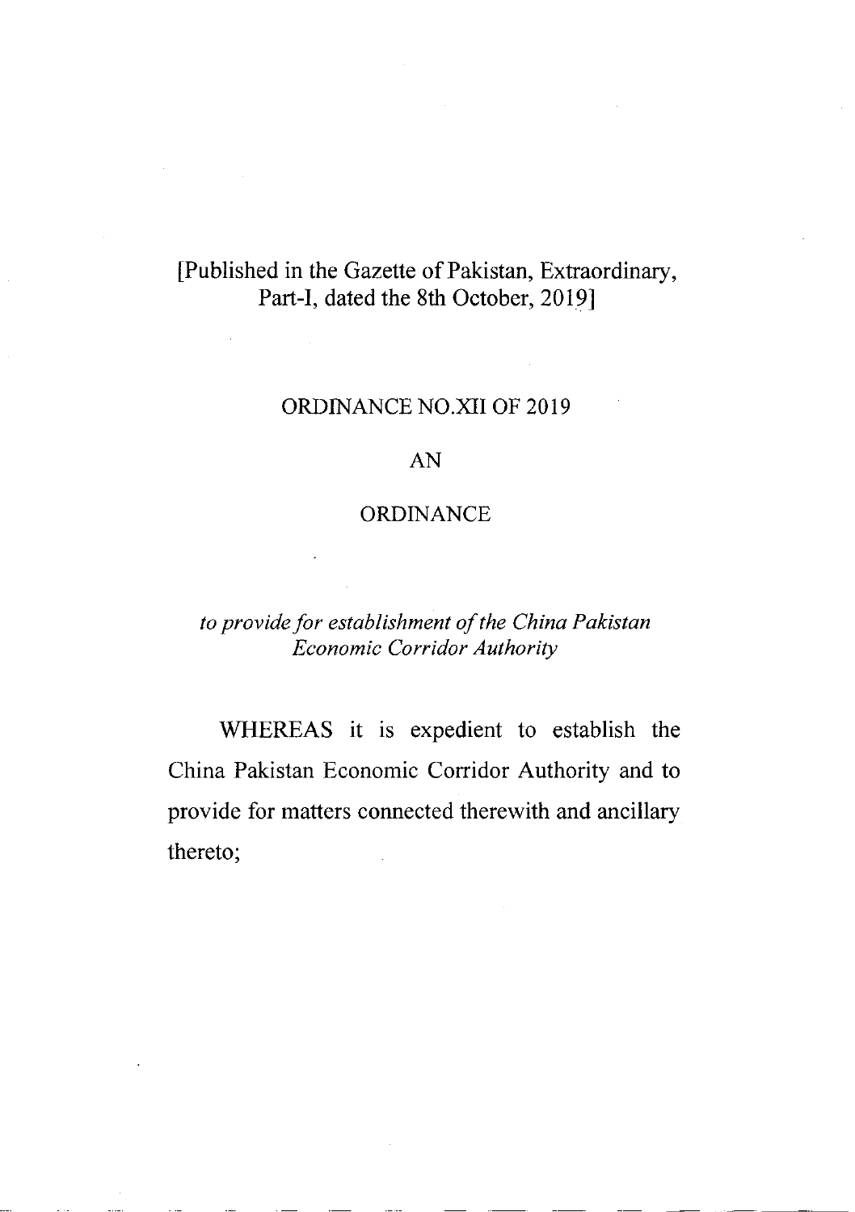[Published in the Gazette of Pakistan, Extraordinary, Part-I, dated the 8th October, 2019]

# ORDINANCE NO.XII OF 2019

# AN

# ORDINANCE

*to provide for establishment of the China Pakistan Economic Corridor Authority*

WHEREAS it is expedient to establish the China Pakistan Economic Corridor Authority and to provide for matters connected therewith and ancillary thereto;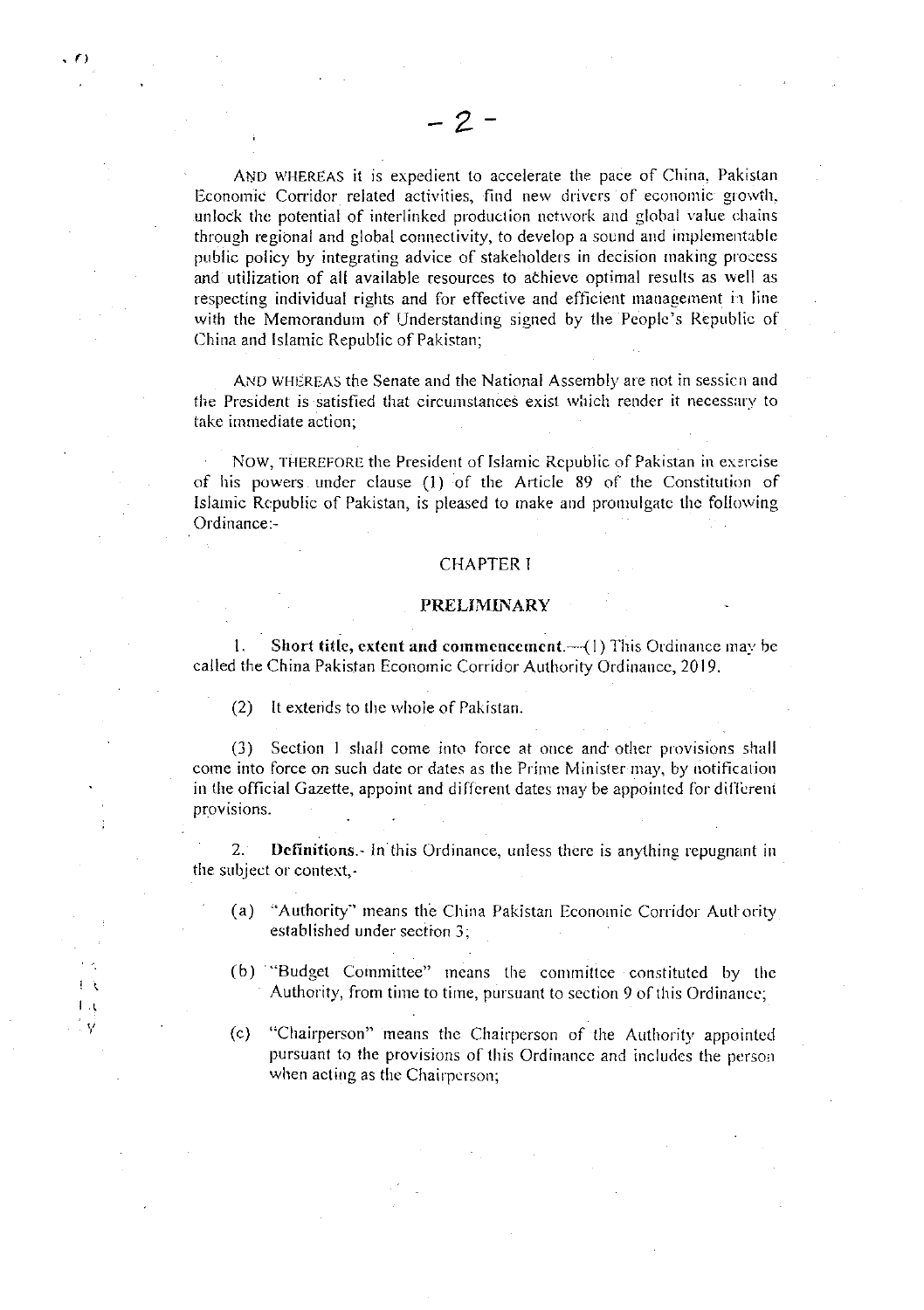AND WHEREAS it is expedient to accelerate the pace of China, Pakistan Economic Corridor related activities, find new drivers of economic growth, unlock the potential of interlinked production network and global value chains through regional and global connectivity, to develop a sound and implementable public policy by integrating advice of stakeholders in decision making process and utilization of all available resources to achieve optimal results as well as respecting individual rights and for effective and efficient management in line with the Memorandum of Understanding signed by the People's Republic of China and Islamic Republic of Pakistan;

AND WHEREAS the Senate and the National Assembly are not in session and the President is satisfied that circumstances exist which render it necessary to take immediate action;

NOW, THEREFORE the President of Islamic Republic of Pakistan in exercise of his powers under clause (1) of the Article 89 of the Constitution of Islamic Republic of Pakistan, is pleased to make and promulgate the following Ordinance:-

## CHAPTER I

## PRELIMINARY

1. **Short title, extent and commencement.**—(1) This Ordinance may be called the China Pakistan Economic Corridor Authority Ordinance, 2019.

(2) It extends to the whole of Pakistan.

(3) Section 1 shall come into force at once and other provisions shall come into force on such date or dates as the Prime Minister may, by notification in the official Gazette, appoint and different dates may be appointed for different provisions.

2. **Definitions.**- In this Ordinance, unless there is anything repugnant in the subject or context,-

(a) "Authority" means the China Pakistan Economic Corridor Authority established under section 3;

(b) "Budget Committee" means the committee constituted by the Authority, from time to time, pursuant to section 9 of this Ordinance;

(c) "Chairperson" means the Chairperson of the Authority appointed pursuant to the provisions of this Ordinance and includes the person when acting as the Chairperson;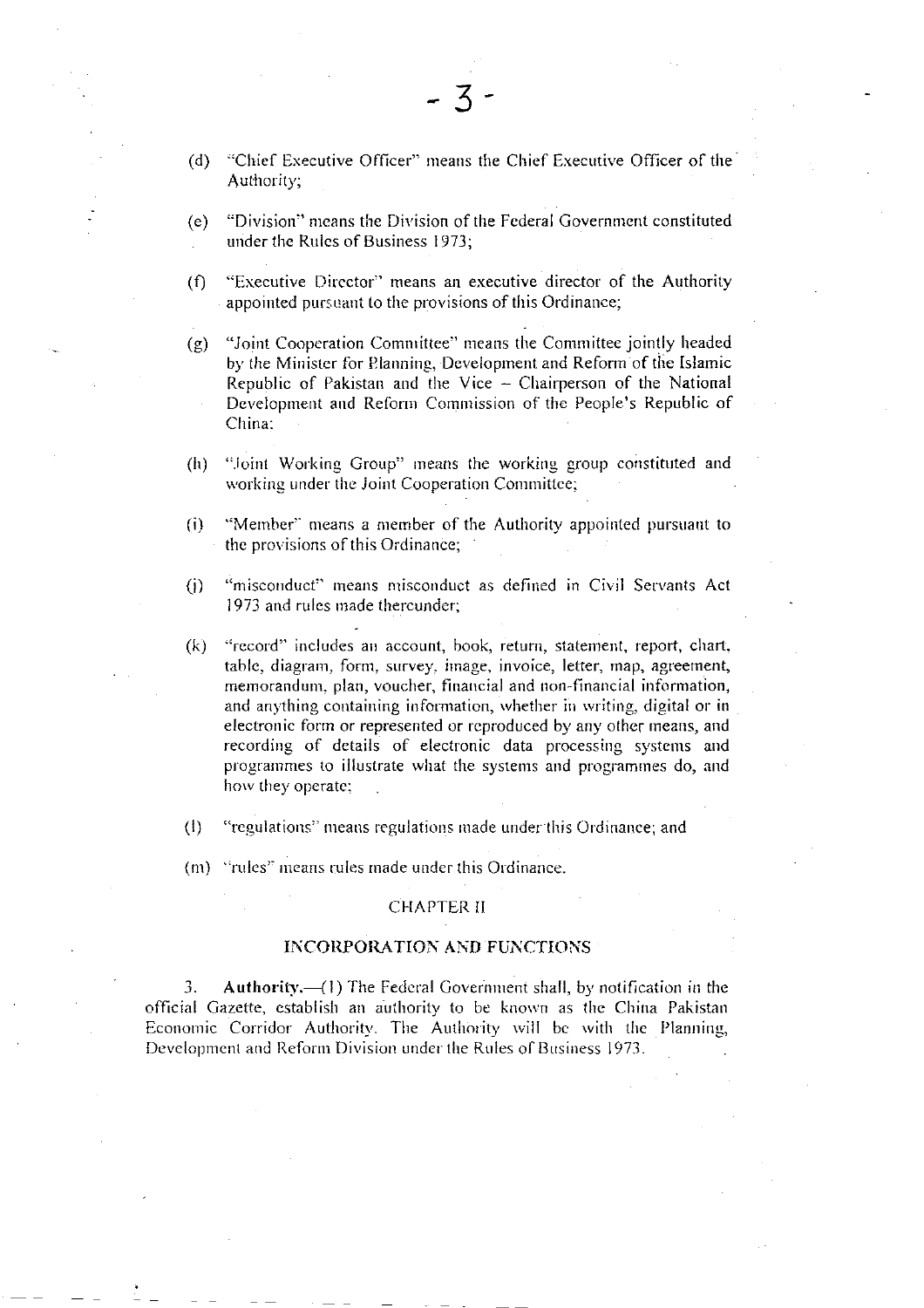(d) "Chief Executive Officer" means the Chief Executive Officer of the Authority;

(e) "Division" means the Division of the Federal Government constituted under the Rules of Business 1973;

(f) "Executive Director" means an executive director of the Authority appointed pursuant to the provisions of this Ordinance;

(g) "Joint Cooperation Committee" means the Committee jointly headed by the Minister for Planning, Development and Reform of the Islamic Republic of Pakistan and the Vice – Chairperson of the National Development and Reform Commission of the People's Republic of China;

(h) "Joint Working Group" means the working group constituted and working under the Joint Cooperation Committee;

(i) "Member" means a member of the Authority appointed pursuant to the provisions of this Ordinance;

(j) "misconduct" means misconduct as defined in Civil Servants Act 1973 and rules made thereunder;

(k) "record" includes an account, book, return, statement, report, chart, table, diagram, form, survey, image, invoice, letter, map, agreement, memorandum, plan, voucher, financial and non-financial information, and anything containing information, whether in writing, digital or in electronic form or represented or reproduced by any other means, and recording of details of electronic data processing systems and programmes to illustrate what the systems and programmes do, and how they operate;

(l) "regulations" means regulations made under this Ordinance; and

(m) "rules" means rules made under this Ordinance.

## CHAPTER II

## INCORPORATION AND FUNCTIONS

3. **Authority.**—(1) The Federal Government shall, by notification in the official Gazette, establish an authority to be known as the China Pakistan Economic Corridor Authority. The Authority will be with the Planning, Development and Reform Division under the Rules of Business 1973.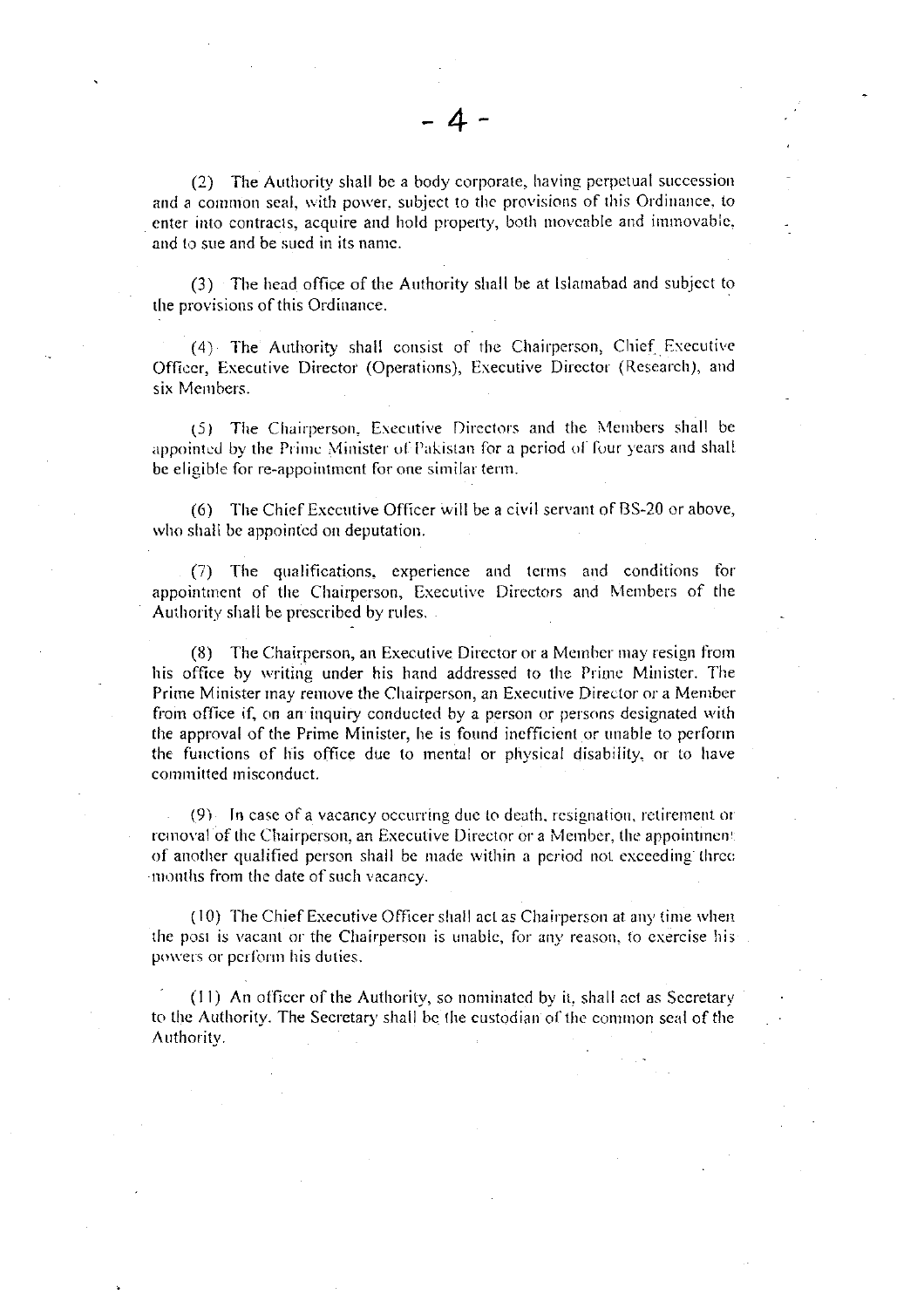(2) The Authority shall be a body corporate, having perpetual succession and a common seal, with power, subject to the provisions of this Ordinance, to enter into contracts, acquire and hold property, both moveable and immovable, and to sue and be sued in its name.

(3) The head office of the Authority shall be at Islamabad and subject to the provisions of this Ordinance.

(4) The Authority shall consist of the Chairperson, Chief Executive Officer, Executive Director (Operations), Executive Director (Research), and six Members.

(5) The Chairperson, Executive Directors and the Members shall be appointed by the Prime Minister of Pakistan for a period of four years and shall be eligible for re-appointment for one similar term.

(6) The Chief Executive Officer will be a civil servant of BS-20 or above, who shall be appointed on deputation.

(7) The qualifications, experience and terms and conditions for appointment of the Chairperson, Executive Directors and Members of the Authority shall be prescribed by rules.

(8) The Chairperson, an Executive Director or a Member may resign from his office by writing under his hand addressed to the Prime Minister. The Prime Minister may remove the Chairperson, an Executive Director or a Member from office if, on an inquiry conducted by a person or persons designated with the approval of the Prime Minister, he is found inefficient or unable to perform the functions of his office due to mental or physical disability, or to have committed misconduct.

(9) In case of a vacancy occurring due to death, resignation, retirement or removal of the Chairperson, an Executive Director or a Member, the appointment of another qualified person shall be made within a period not exceeding three months from the date of such vacancy.

(10) The Chief Executive Officer shall act as Chairperson at any time when the post is vacant or the Chairperson is unable, for any reason, to exercise his powers or perform his duties.

(11) An officer of the Authority, so nominated by it, shall act as Secretary to the Authority. The Secretary shall be the custodian of the common seal of the Authority.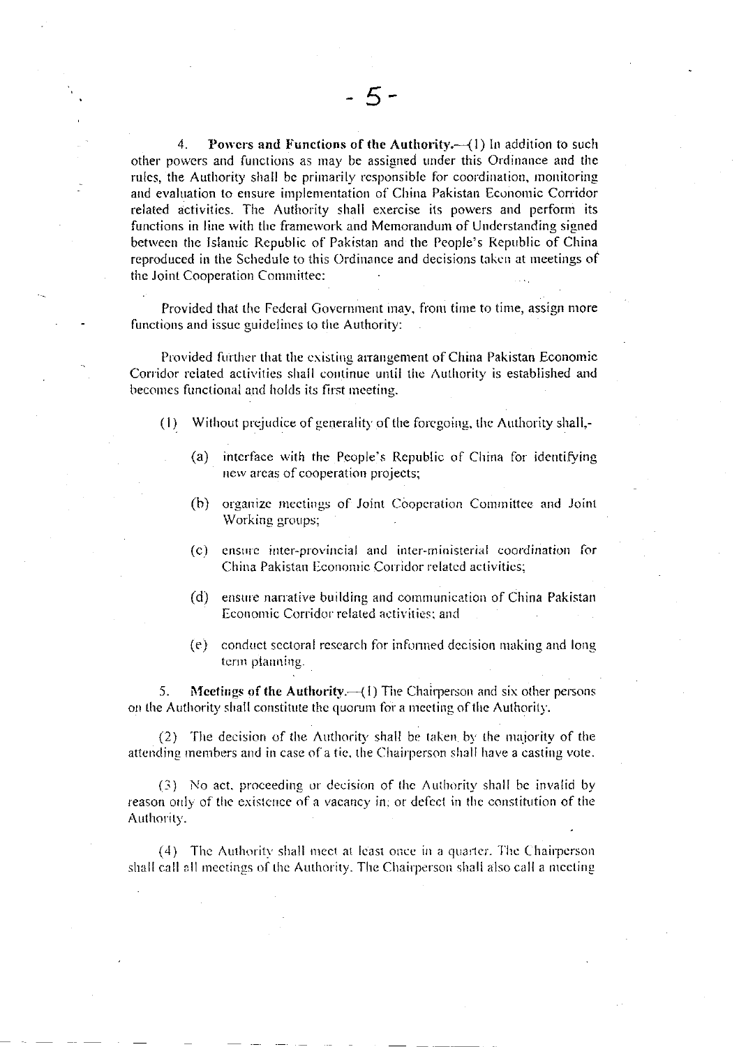4. **Powers and Functions of the Authority.**—(1) In addition to such other powers and functions as may be assigned under this Ordinance and the rules, the Authority shall be primarily responsible for coordination, monitoring and evaluation to ensure implementation of China Pakistan Economic Corridor related activities. The Authority shall exercise its powers and perform its functions in line with the framework and Memorandum of Understanding signed between the Islamic Republic of Pakistan and the People's Republic of China reproduced in the Schedule to this Ordinance and decisions taken at meetings of the Joint Cooperation Committee:

Provided that the Federal Government may, from time to time, assign more functions and issue guidelines to the Authority:

Provided further that the existing arrangement of China Pakistan Economic Corridor related activities shall continue until the Authority is established and becomes functional and holds its first meeting.

(1) Without prejudice of generality of the foregoing, the Authority shall,-

(a) interface with the People's Republic of China for identifying new areas of cooperation projects;

(b) organize meetings of Joint Cooperation Committee and Joint Working groups;

(c) ensure inter-provincial and inter-ministerial coordination for China Pakistan Economic Corridor related activities;

(d) ensure narrative building and communication of China Pakistan Economic Corridor related activities; and

(e) conduct sectoral research for informed decision making and long term planning.

5. **Meetings of the Authority.**—(1) The Chairperson and six other persons on the Authority shall constitute the quorum for a meeting of the Authority.

(2) The decision of the Authority shall be taken by the majority of the attending members and in case of a tie, the Chairperson shall have a casting vote.

(3) No act, proceeding or decision of the Authority shall be invalid by reason only of the existence of a vacancy in; or defect in the constitution of the Authority.

(4) The Authority shall meet at least once in a quarter. The Chairperson shall call all meetings of the Authority. The Chairperson shall also call a meeting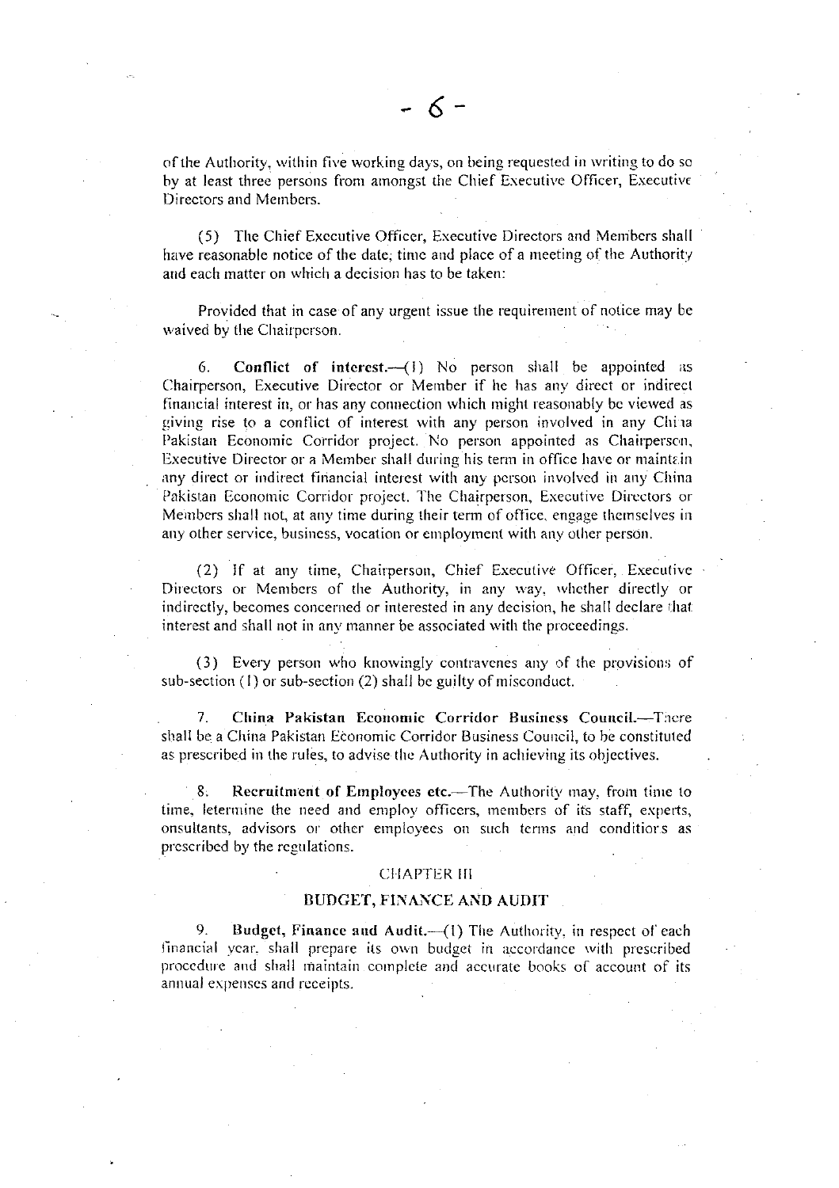of the Authority, within five working days, on being requested in writing to do so by at least three persons from amongst the Chief Executive Officer, Executive Directors and Members.

(5) The Chief Executive Officer, Executive Directors and Members shall have reasonable notice of the date, time and place of a meeting of the Authority and each matter on which a decision has to be taken:

Provided that in case of any urgent issue the requirement of notice may be waived by the Chairperson.

6. **Conflict of interest.**—(1) No person shall be appointed as Chairperson, Executive Director or Member if he has any direct or indirect financial interest in, or has any connection which might reasonably be viewed as giving rise to a conflict of interest with any person involved in any China Pakistan Economic Corridor project. No person appointed as Chairperson, Executive Director or a Member shall during his term in office have or maintain any direct or indirect financial interest with any person involved in any China Pakistan Economic Corridor project. The Chairperson, Executive Directors or Members shall not, at any time during their term of office, engage themselves in any other service, business, vocation or employment with any other person.

(2) If at any time, Chairperson, Chief Executive Officer, Executive Directors or Members of the Authority, in any way, whether directly or indirectly, becomes concerned or interested in any decision, he shall declare that interest and shall not in any manner be associated with the proceedings.

(3) Every person who knowingly contravenes any of the provisions of sub-section (1) or sub-section (2) shall be guilty of misconduct.

7. **China Pakistan Economic Corridor Business Council.**—There shall be a China Pakistan Economic Corridor Business Council, to be constituted as prescribed in the rules, to advise the Authority in achieving its objectives.

8. **Recruitment of Employees etc.**—The Authority may, from time to time, determine the need and employ officers, members of its staff, experts, consultants, advisors or other employees on such terms and conditions as prescribed by the regulations.

## CHAPTER III

## BUDGET, FINANCE AND AUDIT

9. **Budget, Finance and Audit.**—(1) The Authority, in respect of each financial year, shall prepare its own budget in accordance with prescribed procedure and shall maintain complete and accurate books of account of its annual expenses and receipts.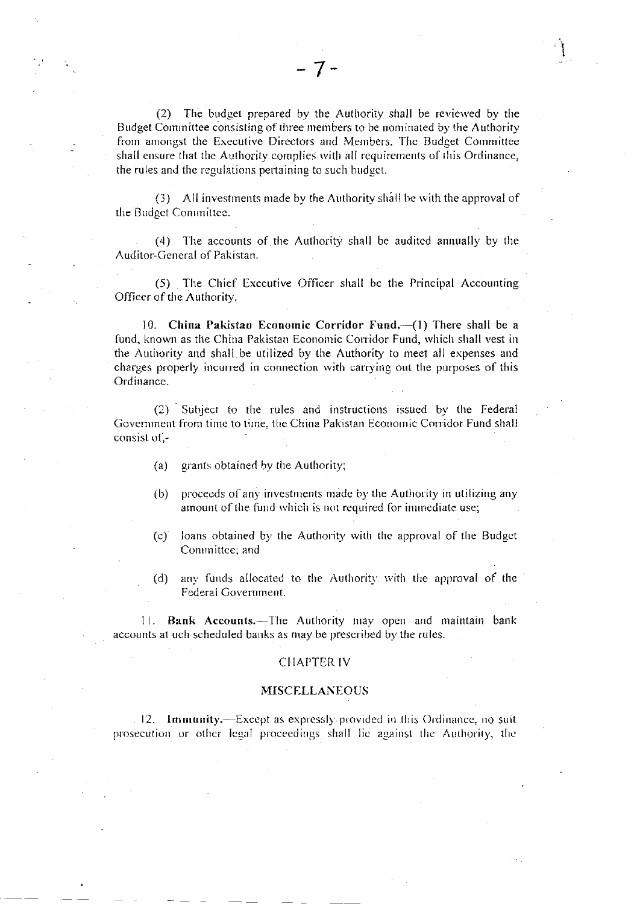(2) The budget prepared by the Authority shall be reviewed by the Budget Committee consisting of three members to be nominated by the Authority from amongst the Executive Directors and Members. The Budget Committee shall ensure that the Authority complies with all requirements of this Ordinance, the rules and the regulations pertaining to such budget.

(3) All investments made by the Authority shall be with the approval of the Budget Committee.

(4) The accounts of the Authority shall be audited annually by the Auditor-General of Pakistan.

(5) The Chief Executive Officer shall be the Principal Accounting Officer of the Authority.

10. **China Pakistan Economic Corridor Fund.**—(1) There shall be a fund, known as the China Pakistan Economic Corridor Fund, which shall vest in the Authority and shall be utilized by the Authority to meet all expenses and charges properly incurred in connection with carrying out the purposes of this Ordinance.

(2) Subject to the rules and instructions issued by the Federal Government from time to time, the China Pakistan Economic Corridor Fund shall consist of,-

(a) grants obtained by the Authority;

(b) proceeds of any investments made by the Authority in utilizing any amount of the fund which is not required for immediate use;

(c) loans obtained by the Authority with the approval of the Budget Committee; and

(d) any funds allocated to the Authority with the approval of the Federal Government.

11. **Bank Accounts.**—The Authority may open and maintain bank accounts at uch scheduled banks as may be prescribed by the rules.

## CHAPTER IV

## MISCELLANEOUS

12. **Immunity.**—Except as expressly provided in this Ordinance, no suit prosecution or other legal proceedings shall lie against the Authority, the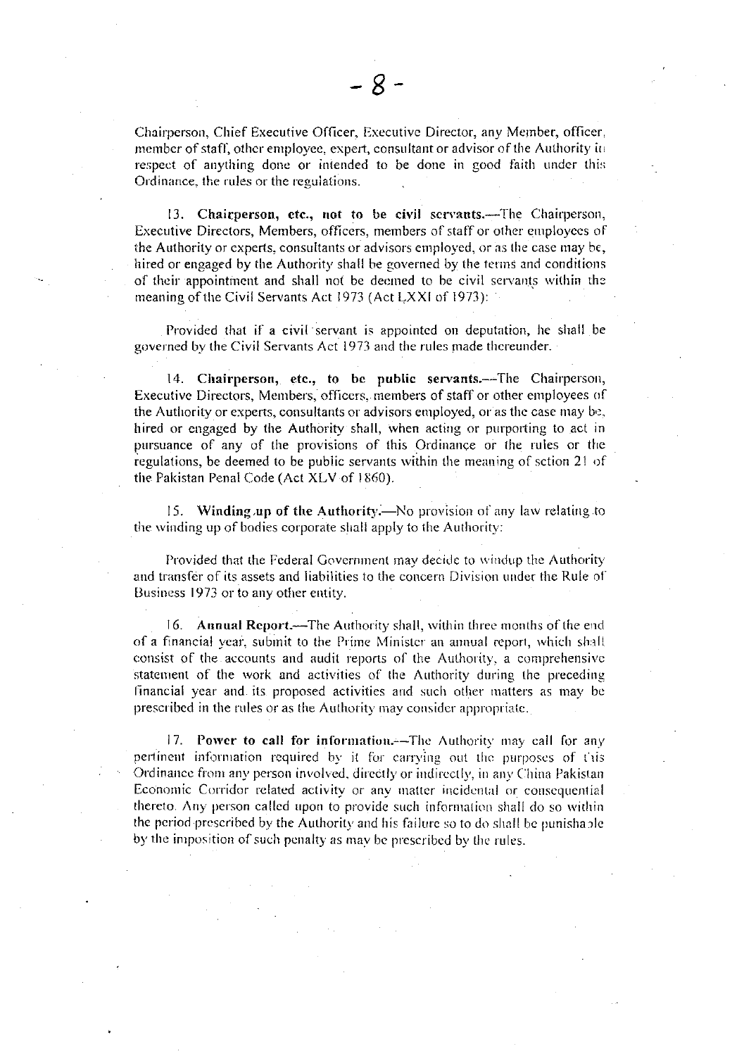Chairperson, Chief Executive Officer, Executive Director, any Member, officer, member of staff, other employee, expert, consultant or advisor of the Authority in respect of anything done or intended to be done in good faith under this Ordinance, the rules or the regulations.

13. **Chairperson, etc., not to be civil servants.**—The Chairperson, Executive Directors, Members, officers, members of staff or other employees of the Authority or experts, consultants or advisors employed, or as the case may be, hired or engaged by the Authority shall be governed by the terms and conditions of their appointment and shall not be deemed to be civil servants within the meaning of the Civil Servants Act 1973 (Act LXXI of 1973):

Provided that if a civil servant is appointed on deputation, he shall be governed by the Civil Servants Act 1973 and the rules made thereunder.

14. **Chairperson, etc., to be public servants.**—The Chairperson, Executive Directors, Members, officers, members of staff or other employees of the Authority or experts, consultants or advisors employed, or as the case may be, hired or engaged by the Authority shall, when acting or purporting to act in pursuance of any of the provisions of this Ordinance or the rules or the regulations, be deemed to be public servants within the meaning of section 21 of the Pakistan Penal Code (Act XLV of 1860).

15. **Winding up of the Authority.**—No provision of any law relating to the winding up of bodies corporate shall apply to the Authority:

Provided that the Federal Government may decide to windup the Authority and transfer of its assets and liabilities to the concern Division under the Rule of Business 1973 or to any other entity.

16. **Annual Report.**—The Authority shall, within three months of the end of a financial year, submit to the Prime Minister an annual report, which shall consist of the accounts and audit reports of the Authority, a comprehensive statement of the work and activities of the Authority during the preceding financial year and its proposed activities and such other matters as may be prescribed in the rules or as the Authority may consider appropriate.

17. **Power to call for information.**—The Authority may call for any pertinent information required by it for carrying out the purposes of this Ordinance from any person involved, directly or indirectly, in any China Pakistan Economic Corridor related activity or any matter incidental or consequential thereto. Any person called upon to provide such information shall do so within the period prescribed by the Authority and his failure so to do shall be punishable by the imposition of such penalty as may be prescribed by the rules.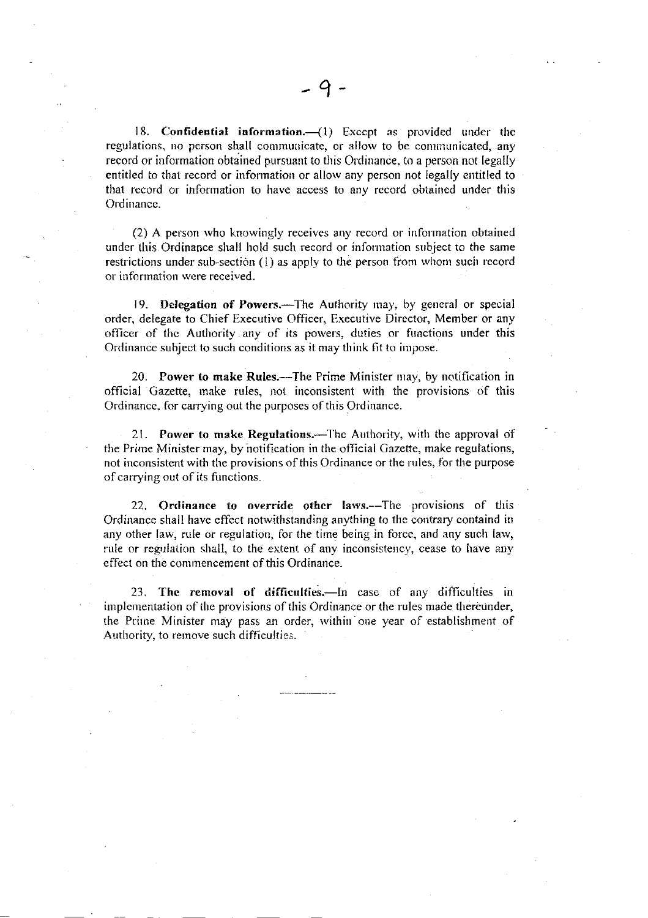18. **Confidential information.**—(1) Except as provided under the regulations, no person shall communicate, or allow to be communicated, any record or information obtained pursuant to this Ordinance, to a person not legally entitled to that record or information or allow any person not legally entitled to that record or information to have access to any record obtained under this Ordinance.

(2) A person who knowingly receives any record or information obtained under this Ordinance shall hold such record or information subject to the same restrictions under sub-section (1) as apply to the person from whom such record or information were received.

19. **Delegation of Powers.**—The Authority may, by general or special order, delegate to Chief Executive Officer, Executive Director, Member or any officer of the Authority any of its powers, duties or functions under this Ordinance subject to such conditions as it may think fit to impose.

20. **Power to make Rules.**—The Prime Minister may, by notification in official Gazette, make rules, not inconsistent with the provisions of this Ordinance, for carrying out the purposes of this Ordinance.

21. **Power to make Regulations.**—The Authority, with the approval of the Prime Minister may, by notification in the official Gazette, make regulations, not inconsistent with the provisions of this Ordinance or the rules, for the purpose of carrying out of its functions.

22. **Ordinance to override other laws.**—The provisions of this Ordinance shall have effect notwithstanding anything to the contrary containd in any other law, rule or regulation, for the time being in force, and any such law, rule or regulation shall, to the extent of any inconsistency, cease to have any effect on the commencement of this Ordinance.

23. **The removal of difficulties.**—In case of any difficulties in implementation of the provisions of this Ordinance or the rules made thereunder, the Prime Minister may pass an order, within one year of establishment of Authority, to remove such difficulties.

---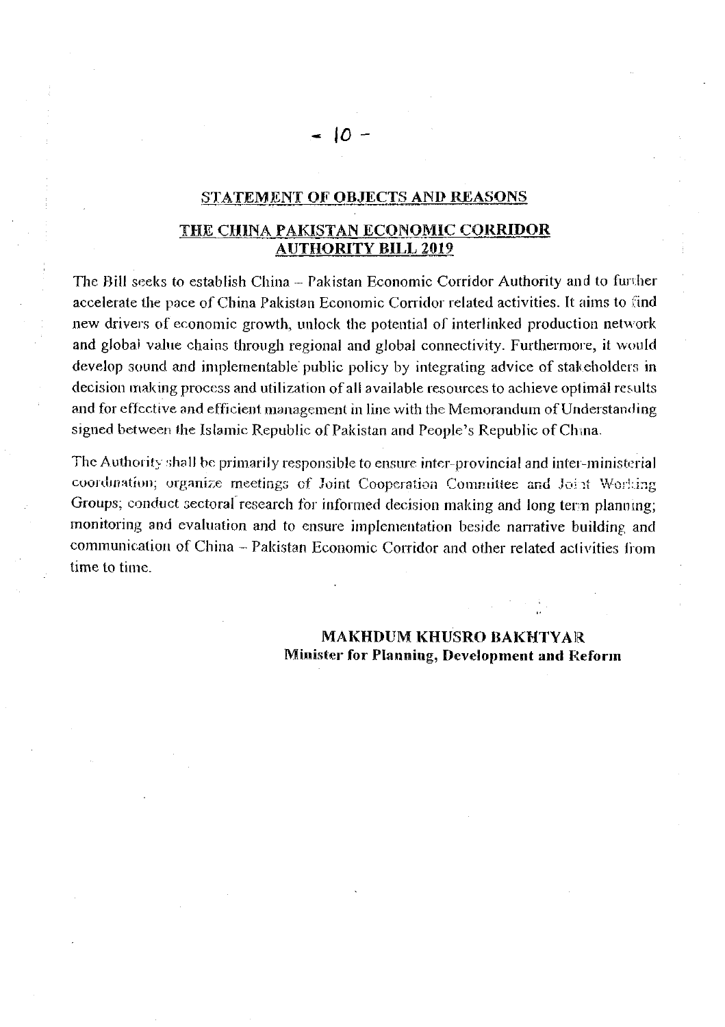## STATEMENT OF OBJECTS AND REASONS

## THE CHINA PAKISTAN ECONOMIC CORRIDOR AUTHORITY BILL 2019

The Bill seeks to establish China – Pakistan Economic Corridor Authority and to further accelerate the pace of China Pakistan Economic Corridor related activities. It aims to find new drivers of economic growth, unlock the potential of interlinked production network and global value chains through regional and global connectivity. Furthermore, it would develop sound and implementable public policy by integrating advice of stakeholders in decision making process and utilization of all available resources to achieve optimal results and for effective and efficient management in line with the Memorandum of Understanding signed between the Islamic Republic of Pakistan and People's Republic of China.

The Authority shall be primarily responsible to ensure inter-provincial and inter-ministerial coordination; organize meetings of Joint Cooperation Committee and Joint Working Groups; conduct sectoral research for informed decision making and long term planning; monitoring and evaluation and to ensure implementation beside narrative building and communication of China – Pakistan Economic Corridor and other related activities from time to time.

**MAKHDUM KHUSRO BAKHTYAR**
**Minister for Planning, Development and Reform**